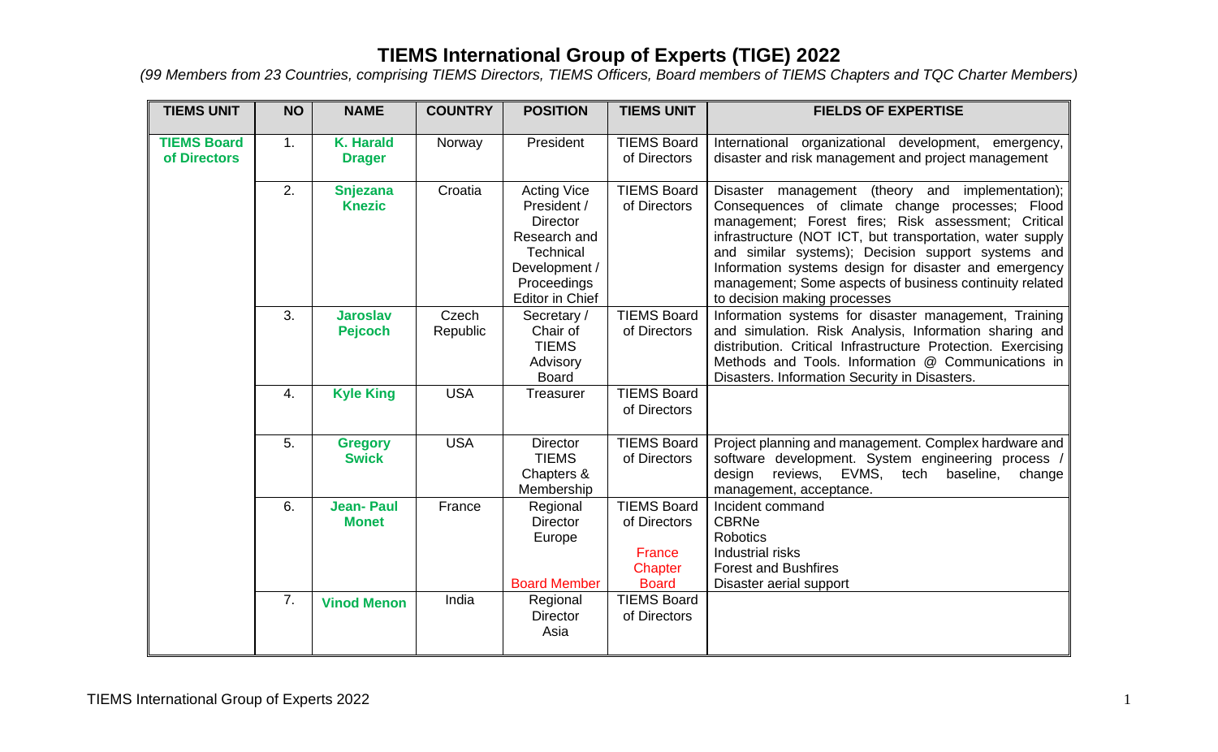# TIEMS International Group of Experts (TIGE) 2022

*(99 Members from 23 Countries, comprising TIEMS Directors, TIEMS Officers, Board members of TIEMS Chapters and TQC Charter Members)*

| TIEMS UNIT | NO | NAME | COUNTRY | POSITION | TIEMS UNIT | FIELDS OF EXPERTISE |
|---|---|---|---|---|---|---|
| **TIEMS Board of Directors** | 1. | **K. Harald Drager** | Norway | President | TIEMS Board of Directors | International organizational development, emergency, disaster and risk management and project management |
| | 2. | **Snjezana Knezic** | Croatia | Acting Vice President / Director Research and Technical Development / Proceedings Editor in Chief | TIEMS Board of Directors | Disaster management (theory and implementation); Consequences of climate change processes; Flood management; Forest fires; Risk assessment; Critical infrastructure (NOT ICT, but transportation, water supply and similar systems); Decision support systems and Information systems design for disaster and emergency management; Some aspects of business continuity related to decision making processes |
| | 3. | **Jaroslav Pejcoch** | Czech Republic | Secretary / Chair of TIEMS Advisory Board | TIEMS Board of Directors | Information systems for disaster management, Training and simulation. Risk Analysis, Information sharing and distribution. Critical Infrastructure Protection. Exercising Methods and Tools. Information @ Communications in Disasters. Information Security in Disasters. |
| | 4. | **Kyle King** | USA | Treasurer | TIEMS Board of Directors | |
| | 5. | **Gregory Swick** | USA | Director TIEMS Chapters & Membership | TIEMS Board of Directors | Project planning and management. Complex hardware and software development. System engineering process / design reviews, EVMS, tech baseline, change management, acceptance. |
| | 6. | **Jean- Paul Monet** | France | Regional Director Europe<br><br>Board Member | TIEMS Board of Directors<br><br>France Chapter Board | Incident command<br>CBRNe<br>Robotics<br>Industrial risks<br>Forest and Bushfires<br>Disaster aerial support |
| | 7. | **Vinod Menon** | India | Regional Director Asia | TIEMS Board of Directors | |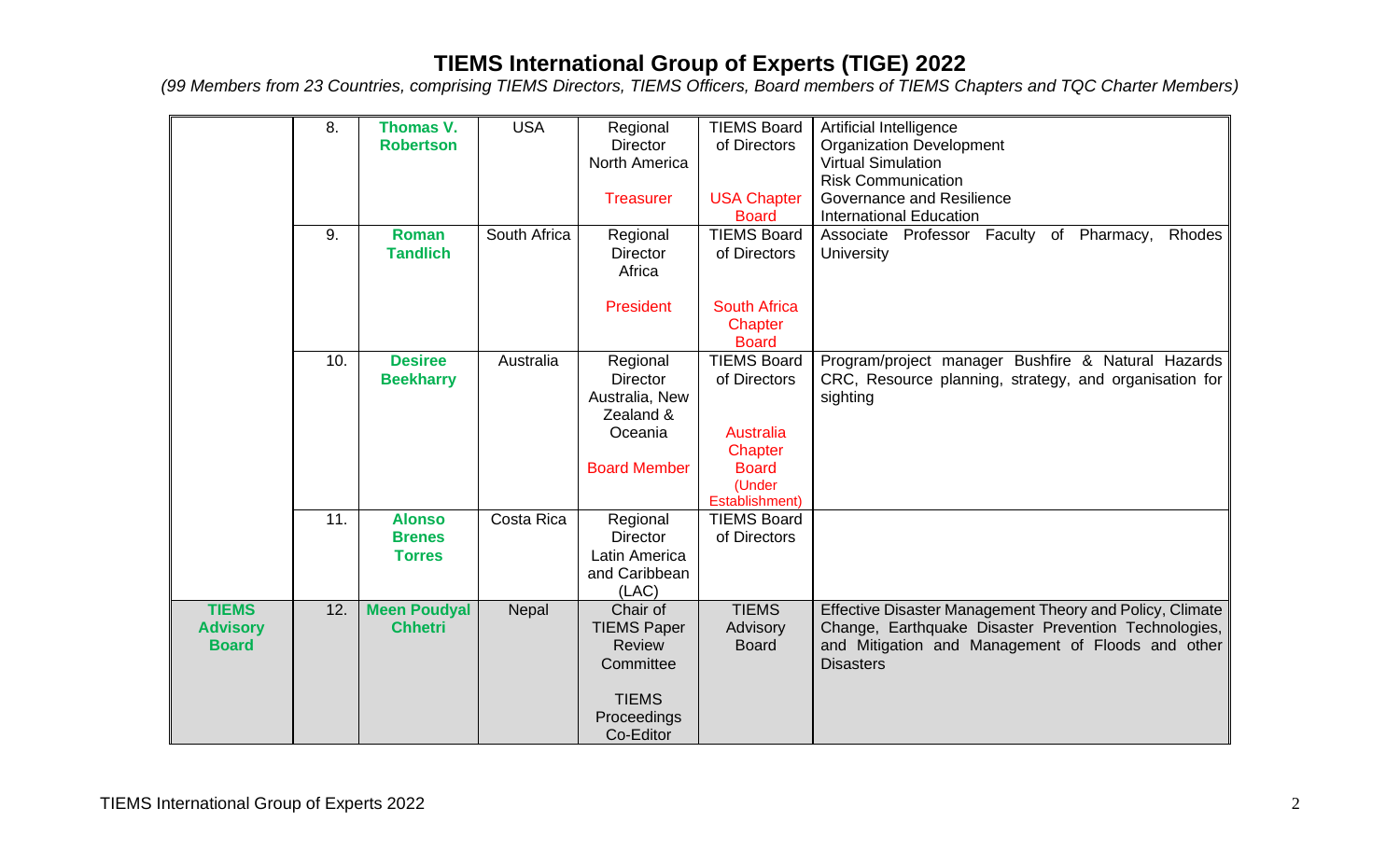# TIEMS International Group of Experts (TIGE) 2022

*(99 Members from 23 Countries, comprising TIEMS Directors, TIEMS Officers, Board members of TIEMS Chapters and TQC Charter Members)*

| | | | | | | |
|---|---|---|---|---|---|---|
| | 8. | **Thomas V. Robertson** | USA | Regional Director North America<br><br>Treasurer | TIEMS Board of Directors<br><br>USA Chapter Board | Artificial Intelligence<br>Organization Development<br>Virtual Simulation<br>Risk Communication<br>Governance and Resilience<br>International Education |
| | 9. | **Roman Tandlich** | South Africa | Regional Director Africa<br><br>President | TIEMS Board of Directors<br><br>South Africa Chapter Board | Associate Professor Faculty of Pharmacy, Rhodes University |
| | 10. | **Desiree Beekharry** | Australia | Regional Director Australia, New Zealand & Oceania<br><br>Board Member | TIEMS Board of Directors<br><br>Australia Chapter Board (Under Establishment) | Program/project manager Bushfire & Natural Hazards CRC, Resource planning, strategy, and organisation for sighting |
| | 11. | **Alonso Brenes Torres** | Costa Rica | Regional Director Latin America and Caribbean (LAC) | TIEMS Board of Directors | |
| **TIEMS Advisory Board** | 12. | **Meen Poudyal Chhetri** | Nepal | Chair of TIEMS Paper Review Committee<br><br>TIEMS Proceedings Co-Editor | TIEMS Advisory Board | Effective Disaster Management Theory and Policy, Climate Change, Earthquake Disaster Prevention Technologies, and Mitigation and Management of Floods and other Disasters |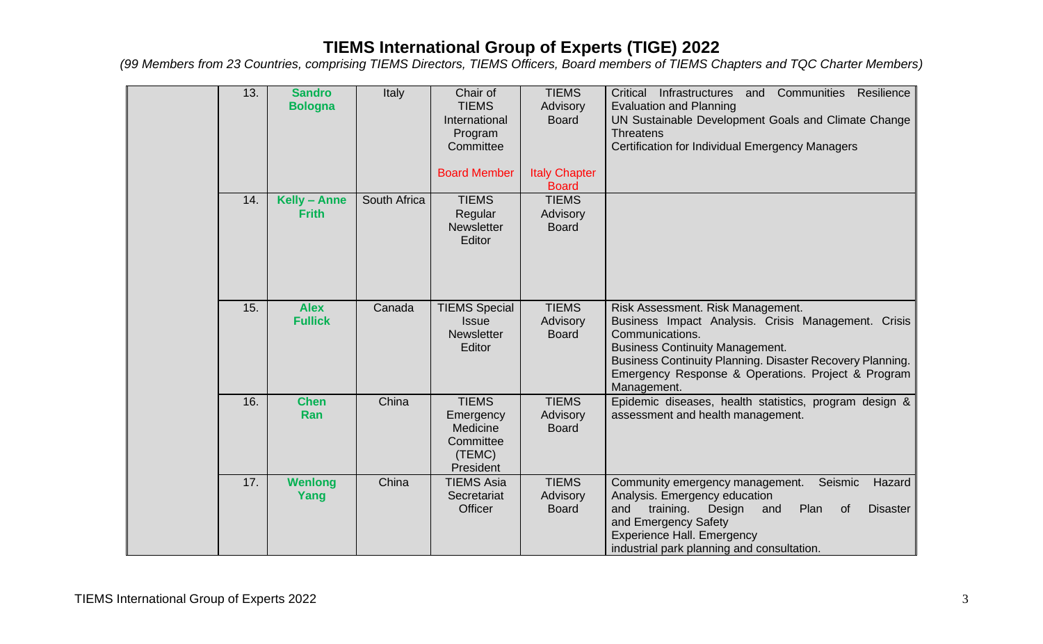# TIEMS International Group of Experts (TIGE) 2022

*(99 Members from 23 Countries, comprising TIEMS Directors, TIEMS Officers, Board members of TIEMS Chapters and TQC Charter Members)*

| | No. | Name | Country | Position | Board | Expertise |
|---|---|---|---|---|---|---|
| | 13. | **Sandro Bologna** | Italy | Chair of TIEMS International Program Committee<br><br>Board Member | TIEMS Advisory Board<br><br>Italy Chapter Board | Critical Infrastructures and Communities Resilience Evaluation and Planning<br>UN Sustainable Development Goals and Climate Change Threatens<br>Certification for Individual Emergency Managers |
| | 14. | **Kelly – Anne Frith** | South Africa | TIEMS Regular Newsletter Editor | TIEMS Advisory Board | |
| | 15. | **Alex Fullick** | Canada | TIEMS Special Issue Newsletter Editor | TIEMS Advisory Board | Risk Assessment. Risk Management.<br>Business Impact Analysis. Crisis Management. Crisis Communications.<br>Business Continuity Management.<br>Business Continuity Planning. Disaster Recovery Planning.<br>Emergency Response & Operations. Project & Program Management. |
| | 16. | **Chen Ran** | China | TIEMS Emergency Medicine Committee (TEMC) President | TIEMS Advisory Board | Epidemic diseases, health statistics, program design & assessment and health management. |
| | 17. | **Wenlong Yang** | China | TIEMS Asia Secretariat Officer | TIEMS Advisory Board | Community emergency management. Seismic Hazard Analysis. Emergency education and training. Design and Plan of Disaster and Emergency Safety Experience Hall. Emergency industrial park planning and consultation. |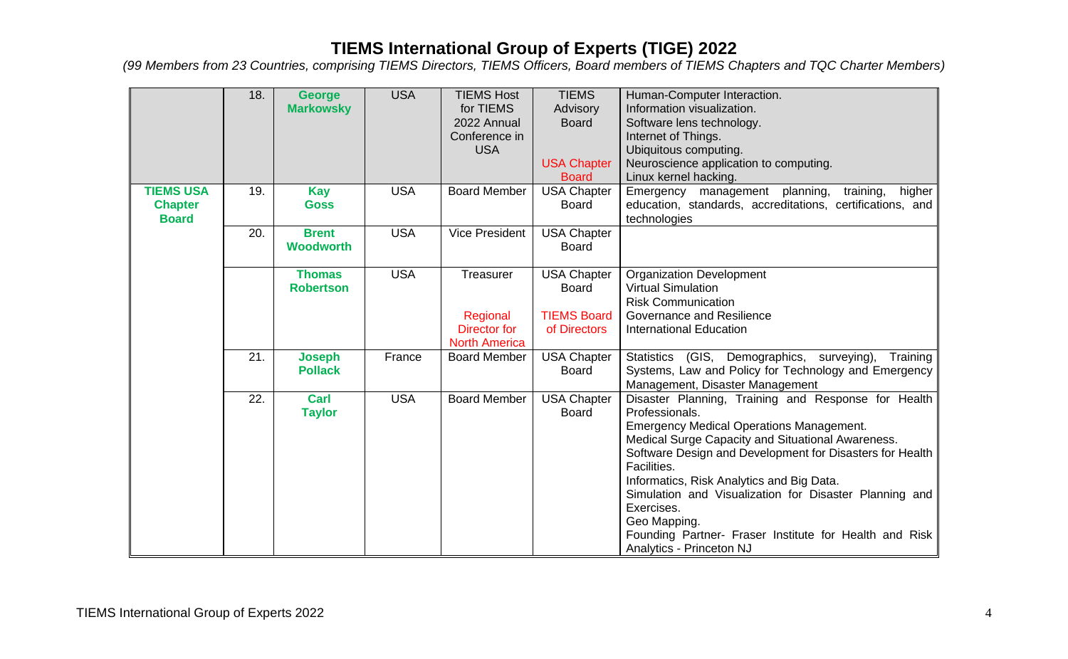# TIEMS International Group of Experts (TIGE) 2022

*(99 Members from 23 Countries, comprising TIEMS Directors, TIEMS Officers, Board members of TIEMS Chapters and TQC Charter Members)*

| | | | | | | |
|---|---|---|---|---|---|---|
| | 18. | **George Markowsky** | USA | TIEMS Host for TIEMS 2022 Annual Conference in USA | TIEMS Advisory Board<br><br>USA Chapter Board | Human-Computer Interaction.<br>Information visualization.<br>Software lens technology.<br>Internet of Things.<br>Ubiquitous computing.<br>Neuroscience application to computing.<br>Linux kernel hacking. |
| **TIEMS USA Chapter Board** | 19. | **Kay Goss** | USA | Board Member | USA Chapter Board | Emergency management planning, training, higher education, standards, accreditations, certifications, and technologies |
| | 20. | **Brent Woodworth** | USA | Vice President | USA Chapter Board | |
| | | **Thomas Robertson** | USA | Treasurer<br><br>Regional Director for North America | USA Chapter Board<br><br>TIEMS Board of Directors | Organization Development<br>Virtual Simulation<br>Risk Communication<br>Governance and Resilience<br>International Education |
| | 21. | **Joseph Pollack** | France | Board Member | USA Chapter Board | Statistics (GIS, Demographics, surveying), Training Systems, Law and Policy for Technology and Emergency Management, Disaster Management |
| | 22. | **Carl Taylor** | USA | Board Member | USA Chapter Board | Disaster Planning, Training and Response for Health Professionals.<br>Emergency Medical Operations Management.<br>Medical Surge Capacity and Situational Awareness.<br>Software Design and Development for Disasters for Health Facilities.<br>Informatics, Risk Analytics and Big Data.<br>Simulation and Visualization for Disaster Planning and Exercises.<br>Geo Mapping.<br>Founding Partner- Fraser Institute for Health and Risk Analytics - Princeton NJ |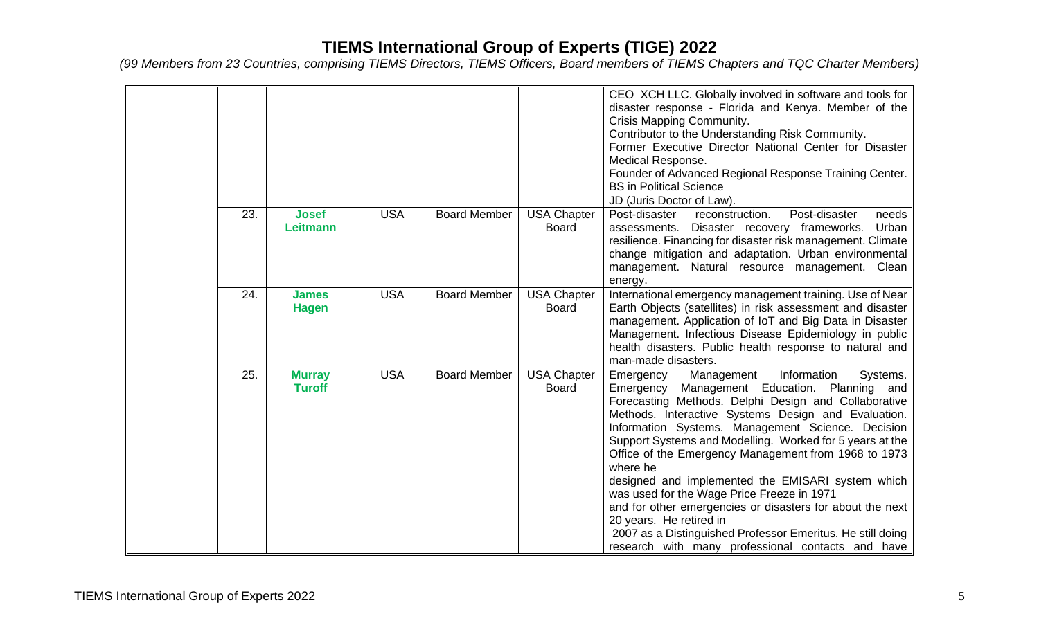# TIEMS International Group of Experts (TIGE) 2022

*(99 Members from 23 Countries, comprising TIEMS Directors, TIEMS Officers, Board members of TIEMS Chapters and TQC Charter Members)*

| | | | | | | |
|---|---|---|---|---|---|---|
| | | | | | | CEO XCH LLC. Globally involved in software and tools for disaster response - Florida and Kenya. Member of the Crisis Mapping Community. Contributor to the Understanding Risk Community. Former Executive Director National Center for Disaster Medical Response. Founder of Advanced Regional Response Training Center. BS in Political Science JD (Juris Doctor of Law). |
| | 23. | **Josef Leitmann** | USA | Board Member | USA Chapter Board | Post-disaster reconstruction. Post-disaster needs assessments. Disaster recovery frameworks. Urban resilience. Financing for disaster risk management. Climate change mitigation and adaptation. Urban environmental management. Natural resource management. Clean energy. |
| | 24. | **James Hagen** | USA | Board Member | USA Chapter Board | International emergency management training. Use of Near Earth Objects (satellites) in risk assessment and disaster management. Application of IoT and Big Data in Disaster Management. Infectious Disease Epidemiology in public health disasters. Public health response to natural and man-made disasters. |
| | 25. | **Murray Turoff** | USA | Board Member | USA Chapter Board | Emergency Management Information Systems. Emergency Management Education. Planning and Forecasting Methods. Delphi Design and Collaborative Methods. Interactive Systems Design and Evaluation. Information Systems. Management Science. Decision Support Systems and Modelling. Worked for 5 years at the Office of the Emergency Management from 1968 to 1973 where he designed and implemented the EMISARI system which was used for the Wage Price Freeze in 1971 and for other emergencies or disasters for about the next 20 years. He retired in 2007 as a Distinguished Professor Emeritus. He still doing research with many professional contacts and have |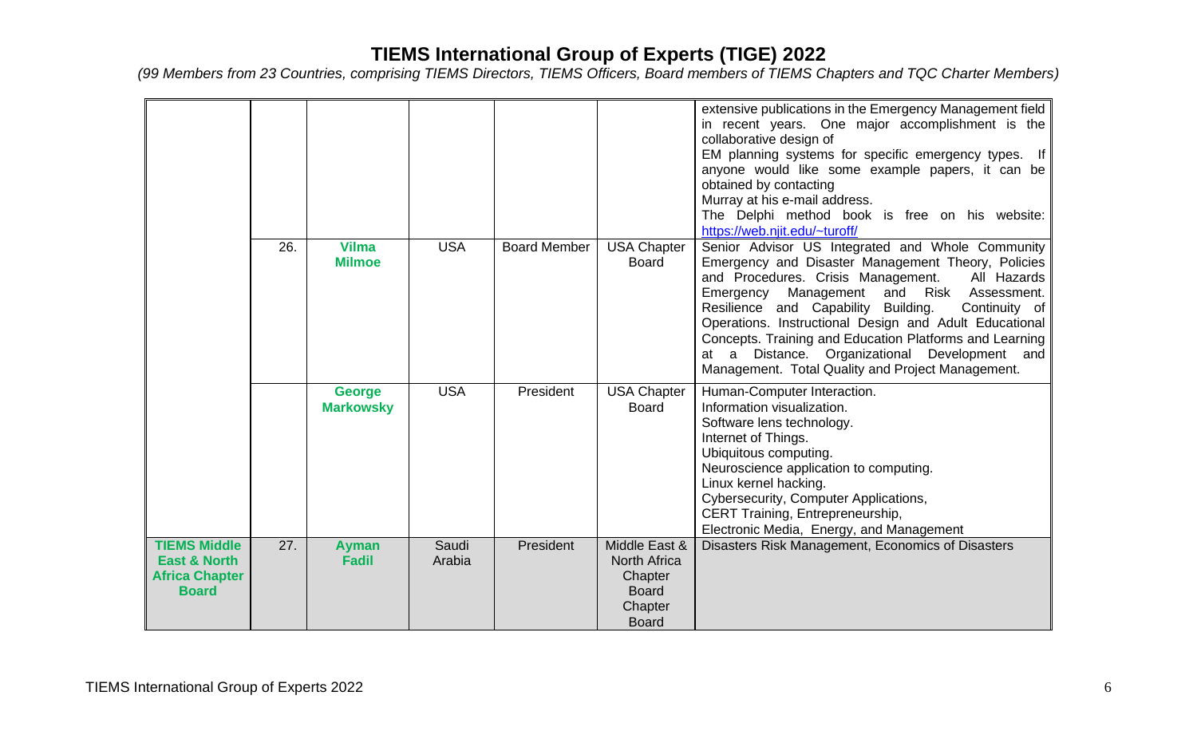# TIEMS International Group of Experts (TIGE) 2022

*(99 Members from 23 Countries, comprising TIEMS Directors, TIEMS Officers, Board members of TIEMS Chapters and TQC Charter Members)*

| | | | | | | |
|---|---|---|---|---|---|---|
| | | | | | | extensive publications in the Emergency Management field in recent years. One major accomplishment is the collaborative design of EM planning systems for specific emergency types. If anyone would like some example papers, it can be obtained by contacting Murray at his e-mail address. The Delphi method book is free on his website: https://web.njit.edu/~turoff/ |
| | 26. | **Vilma Milmoe** | USA | Board Member | USA Chapter Board | Senior Advisor US Integrated and Whole Community Emergency and Disaster Management Theory, Policies and Procedures. Crisis Management. All Hazards Emergency Management and Risk Assessment. Resilience and Capability Building. Continuity of Operations. Instructional Design and Adult Educational Concepts. Training and Education Platforms and Learning at a Distance. Organizational Development and Management. Total Quality and Project Management. |
| | | **George Markowsky** | USA | President | USA Chapter Board | Human-Computer Interaction.<br>Information visualization.<br>Software lens technology.<br>Internet of Things.<br>Ubiquitous computing.<br>Neuroscience application to computing.<br>Linux kernel hacking.<br>Cybersecurity, Computer Applications,<br>CERT Training, Entrepreneurship,<br>Electronic Media, Energy, and Management |
| **TIEMS Middle East & North Africa Chapter Board** | 27. | **Ayman Fadil** | Saudi Arabia | President | Middle East & North Africa Chapter Board Chapter Board | Disasters Risk Management, Economics of Disasters |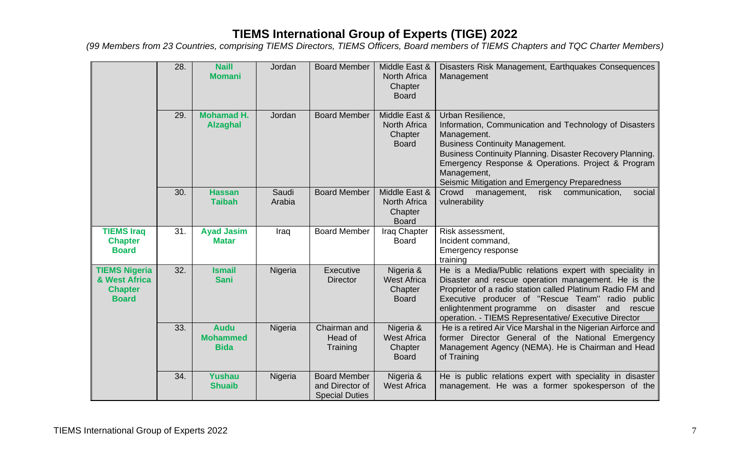# TIEMS International Group of Experts (TIGE) 2022

*(99 Members from 23 Countries, comprising TIEMS Directors, TIEMS Officers, Board members of TIEMS Chapters and TQC Charter Members)*

| | | | | | | |
|---|---|---|---|---|---|---|
| | 28. | **Naill Momani** | Jordan | Board Member | Middle East & North Africa Chapter Board | Disasters Risk Management, Earthquakes Consequences Management |
| | 29. | **Mohamad H. Alzaghal** | Jordan | Board Member | Middle East & North Africa Chapter Board | Urban Resilience,<br>Information, Communication and Technology of Disasters Management.<br>Business Continuity Management.<br>Business Continuity Planning. Disaster Recovery Planning. Emergency Response & Operations. Project & Program Management,<br>Seismic Mitigation and Emergency Preparedness |
| | 30. | **Hassan Taibah** | Saudi Arabia | Board Member | Middle East & North Africa Chapter Board | Crowd management, risk communication, social vulnerability |
| **TIEMS Iraq Chapter Board** | 31. | **Ayad Jasim Matar** | Iraq | Board Member | Iraq Chapter Board | Risk assessment,<br>Incident command,<br>Emergency response<br>training |
| **TIEMS Nigeria & West Africa Chapter Board** | 32. | **Ismail Sani** | Nigeria | Executive Director | Nigeria & West Africa Chapter Board | He is a Media/Public relations expert with speciality in Disaster and rescue operation management. He is the Proprietor of a radio station called Platinum Radio FM and Executive producer of "Rescue Team" radio public enlightenment programme on disaster and rescue operation. - TIEMS Representative/ Executive Director |
| | 33. | **Audu Mohammed Bida** | Nigeria | Chairman and Head of Training | Nigeria & West Africa Chapter Board | He is a retired Air Vice Marshal in the Nigerian Airforce and former Director General of the National Emergency Management Agency (NEMA). He is Chairman and Head of Training |
| | 34. | **Yushau Shuaib** | Nigeria | Board Member and Director of Special Duties | Nigeria & West Africa | He is public relations expert with speciality in disaster management. He was a former spokesperson of the |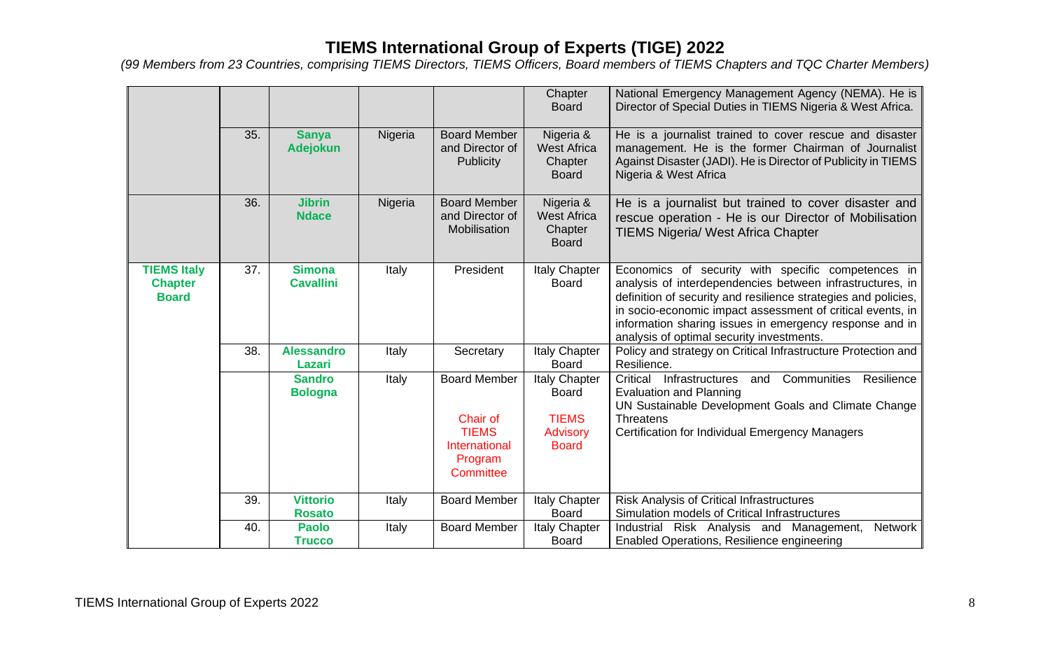# TIEMS International Group of Experts (TIGE) 2022

*(99 Members from 23 Countries, comprising TIEMS Directors, TIEMS Officers, Board members of TIEMS Chapters and TQC Charter Members)*

| | | | | | | |
|---|---|---|---|---|---|---|
| | | | | | Chapter Board | National Emergency Management Agency (NEMA). He is Director of Special Duties in TIEMS Nigeria & West Africa. |
| | 35. | **Sanya Adejokun** | Nigeria | Board Member and Director of Publicity | Nigeria & West Africa Chapter Board | He is a journalist trained to cover rescue and disaster management. He is the former Chairman of Journalist Against Disaster (JADI). He is Director of Publicity in TIEMS Nigeria & West Africa |
| | 36. | **Jibrin Ndace** | Nigeria | Board Member and Director of Mobilisation | Nigeria & West Africa Chapter Board | He is a journalist but trained to cover disaster and rescue operation - He is our Director of Mobilisation TIEMS Nigeria/ West Africa Chapter |
| **TIEMS Italy Chapter Board** | 37. | **Simona Cavallini** | Italy | President | Italy Chapter Board | Economics of security with specific competences in analysis of interdependencies between infrastructures, in definition of security and resilience strategies and policies, in socio-economic impact assessment of critical events, in information sharing issues in emergency response and in analysis of optimal security investments. |
| | 38. | **Alessandro Lazari** | Italy | Secretary | Italy Chapter Board | Policy and strategy on Critical Infrastructure Protection and Resilience. |
| | | **Sandro Bologna** | Italy | Board Member<br><br>Chair of TIEMS International Program Committee | Italy Chapter Board<br><br>TIEMS Advisory Board | Critical Infrastructures and Communities Resilience Evaluation and Planning<br>UN Sustainable Development Goals and Climate Change Threatens<br>Certification for Individual Emergency Managers |
| | 39. | **Vittorio Rosato** | Italy | Board Member | Italy Chapter Board | Risk Analysis of Critical Infrastructures<br>Simulation models of Critical Infrastructures |
| | 40. | **Paolo Trucco** | Italy | Board Member | Italy Chapter Board | Industrial Risk Analysis and Management, Network Enabled Operations, Resilience engineering |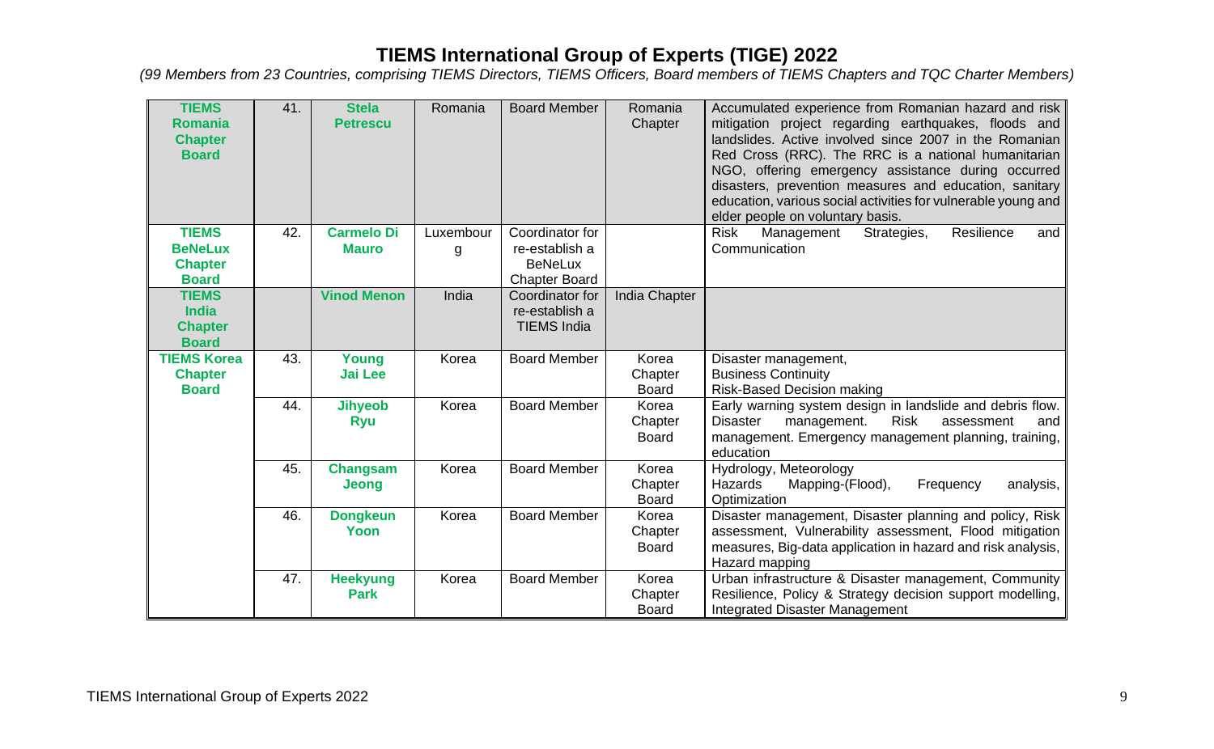# TIEMS International Group of Experts (TIGE) 2022

*(99 Members from 23 Countries, comprising TIEMS Directors, TIEMS Officers, Board members of TIEMS Chapters and TQC Charter Members)*

| | | | | | | |
|---|---|---|---|---|---|---|
| **TIEMS Romania Chapter Board** | 41. | **Stela Petrescu** | Romania | Board Member | Romania Chapter | Accumulated experience from Romanian hazard and risk mitigation project regarding earthquakes, floods and landslides. Active involved since 2007 in the Romanian Red Cross (RRC). The RRC is a national humanitarian NGO, offering emergency assistance during occurred disasters, prevention measures and education, sanitary education, various social activities for vulnerable young and elder people on voluntary basis. |
| **TIEMS BeNeLux Chapter Board** | 42. | **Carmelo Di Mauro** | Luxembourg | Coordinator for re-establish a BeNeLux Chapter Board | | Risk Management Strategies, Resilience and Communication |
| **TIEMS India Chapter Board** | | **Vinod Menon** | India | Coordinator for re-establish a TIEMS India | India Chapter | |
| **TIEMS Korea Chapter Board** | 43. | **Young Jai Lee** | Korea | Board Member | Korea Chapter Board | Disaster management,<br>Business Continuity<br>Risk-Based Decision making |
| | 44. | **Jihyeob Ryu** | Korea | Board Member | Korea Chapter Board | Early warning system design in landslide and debris flow. Disaster management. Risk assessment and management. Emergency management planning, training, education |
| | 45. | **Changsam Jeong** | Korea | Board Member | Korea Chapter Board | Hydrology, Meteorology<br>Hazards Mapping-(Flood), Frequency analysis, Optimization |
| | 46. | **Dongkeun Yoon** | Korea | Board Member | Korea Chapter Board | Disaster management, Disaster planning and policy, Risk assessment, Vulnerability assessment, Flood mitigation measures, Big-data application in hazard and risk analysis, Hazard mapping |
| | 47. | **Heekyung Park** | Korea | Board Member | Korea Chapter Board | Urban infrastructure & Disaster management, Community Resilience, Policy & Strategy decision support modelling, Integrated Disaster Management |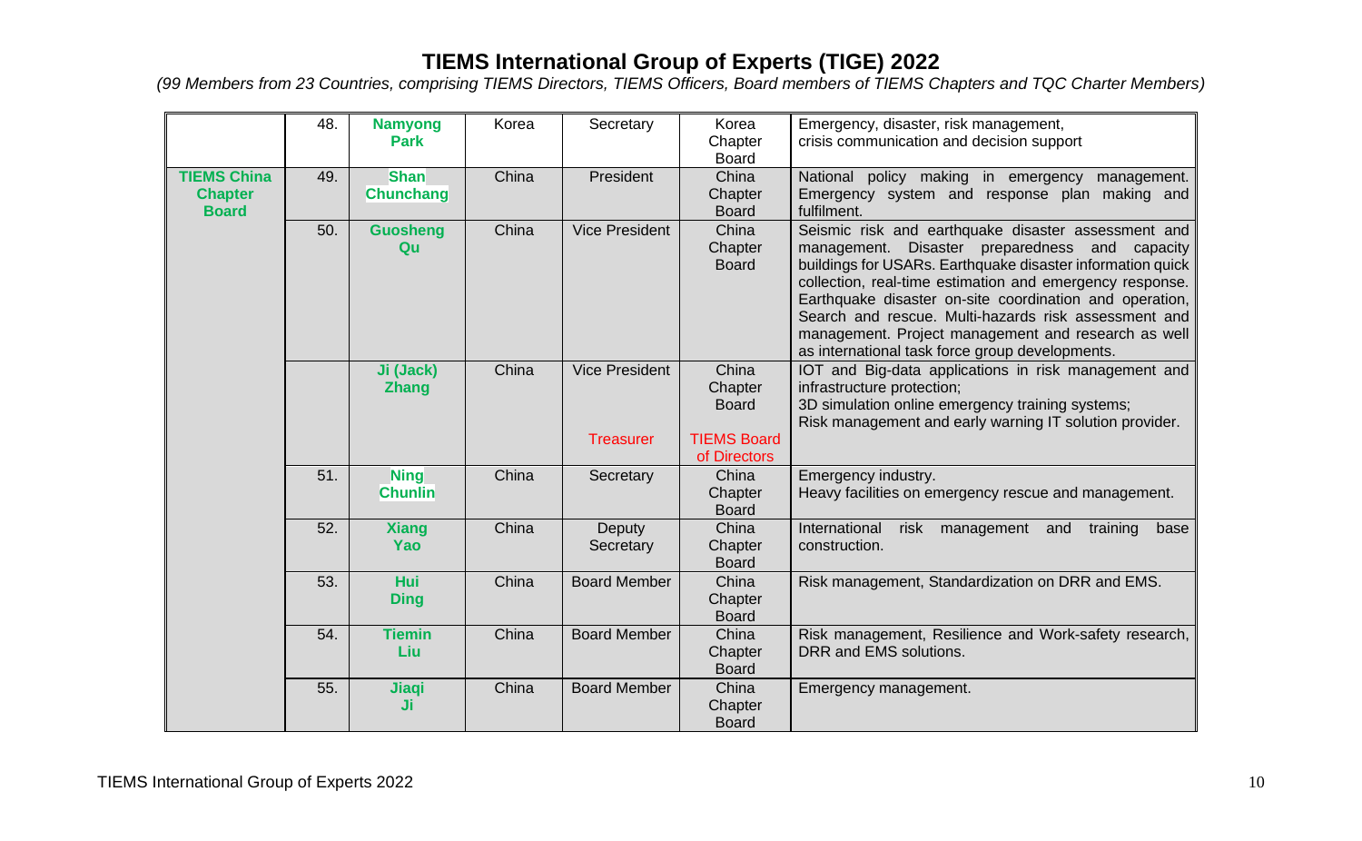# TIEMS International Group of Experts (TIGE) 2022

*(99 Members from 23 Countries, comprising TIEMS Directors, TIEMS Officers, Board members of TIEMS Chapters and TQC Charter Members)*

| | | | | | | |
|---|---|---|---|---|---|---|
| | 48. | **Namyong Park** | Korea | Secretary | Korea Chapter Board | Emergency, disaster, risk management, crisis communication and decision support |
| **TIEMS China Chapter Board** | 49. | **Shan Chunchang** | China | President | China Chapter Board | National policy making in emergency management. Emergency system and response plan making and fulfilment. |
| | 50. | **Guosheng Qu** | China | Vice President | China Chapter Board | Seismic risk and earthquake disaster assessment and management. Disaster preparedness and capacity buildings for USARs. Earthquake disaster information quick collection, real-time estimation and emergency response. Earthquake disaster on-site coordination and operation, Search and rescue. Multi-hazards risk assessment and management. Project management and research as well as international task force group developments. |
| | | **Ji (Jack) Zhang** | China | Vice President<br><br>Treasurer | China Chapter Board<br><br>TIEMS Board of Directors | IOT and Big-data applications in risk management and infrastructure protection;<br>3D simulation online emergency training systems;<br>Risk management and early warning IT solution provider. |
| | 51. | **Ning Chunlin** | China | Secretary | China Chapter Board | Emergency industry.<br>Heavy facilities on emergency rescue and management. |
| | 52. | **Xiang Yao** | China | Deputy Secretary | China Chapter Board | International risk management and training base construction. |
| | 53. | **Hui Ding** | China | Board Member | China Chapter Board | Risk management, Standardization on DRR and EMS. |
| | 54. | **Tiemin Liu** | China | Board Member | China Chapter Board | Risk management, Resilience and Work-safety research, DRR and EMS solutions. |
| | 55. | **Jiaqi Ji** | China | Board Member | China Chapter Board | Emergency management. |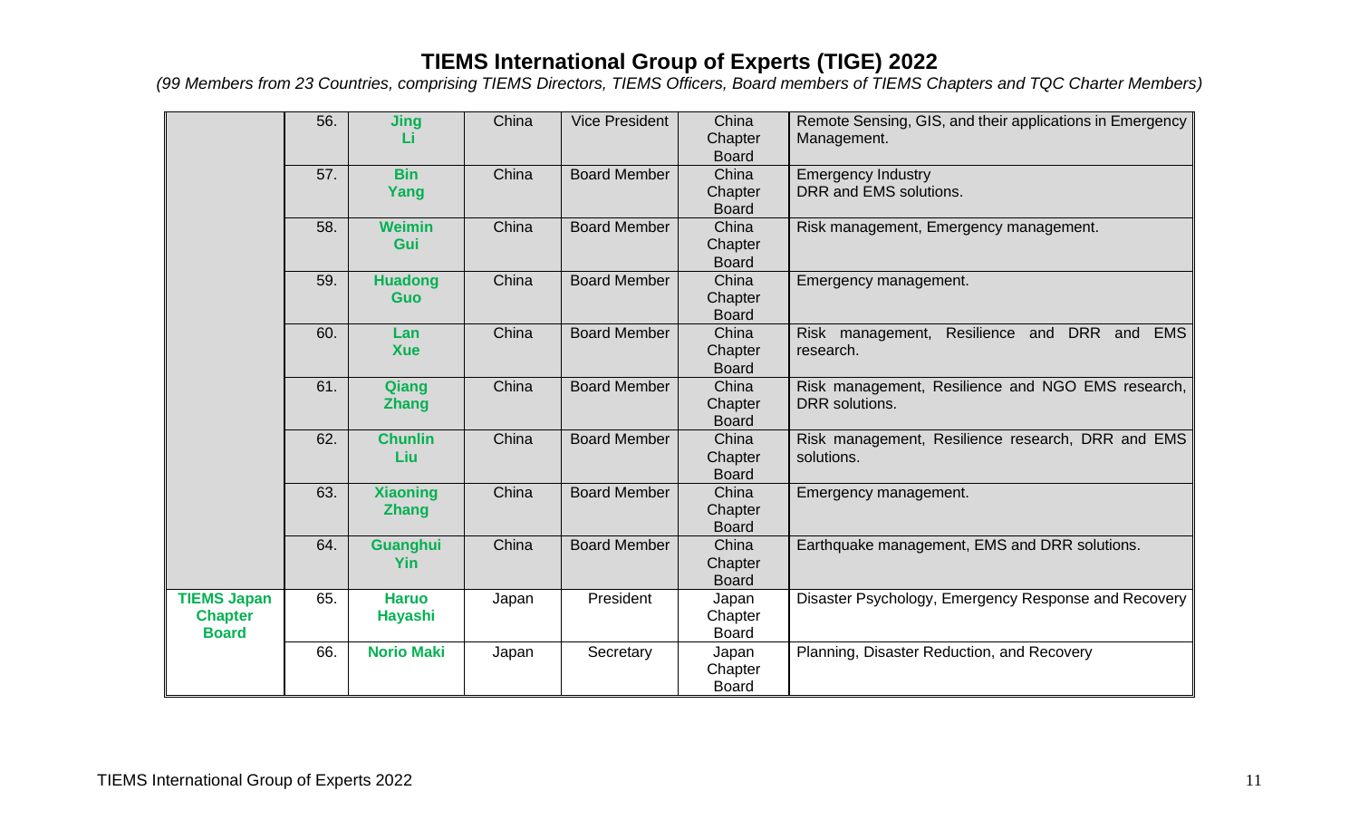# TIEMS International Group of Experts (TIGE) 2022

*(99 Members from 23 Countries, comprising TIEMS Directors, TIEMS Officers, Board members of TIEMS Chapters and TQC Charter Members)*

| | | | | | | |
|---|---|---|---|---|---|---|
| | 56. | **Jing Li** | China | Vice President | China Chapter Board | Remote Sensing, GIS, and their applications in Emergency Management. |
| | 57. | **Bin Yang** | China | Board Member | China Chapter Board | Emergency Industry<br>DRR and EMS solutions. |
| | 58. | **Weimin Gui** | China | Board Member | China Chapter Board | Risk management, Emergency management. |
| | 59. | **Huadong Guo** | China | Board Member | China Chapter Board | Emergency management. |
| | 60. | **Lan Xue** | China | Board Member | China Chapter Board | Risk management, Resilience and DRR and EMS research. |
| | 61. | **Qiang Zhang** | China | Board Member | China Chapter Board | Risk management, Resilience and NGO EMS research, DRR solutions. |
| | 62. | **Chunlin Liu** | China | Board Member | China Chapter Board | Risk management, Resilience research, DRR and EMS solutions. |
| | 63. | **Xiaoning Zhang** | China | Board Member | China Chapter Board | Emergency management. |
| | 64. | **Guanghui Yin** | China | Board Member | China Chapter Board | Earthquake management, EMS and DRR solutions. |
| **TIEMS Japan Chapter Board** | 65. | **Haruo Hayashi** | Japan | President | Japan Chapter Board | Disaster Psychology, Emergency Response and Recovery |
| | 66. | **Norio Maki** | Japan | Secretary | Japan Chapter Board | Planning, Disaster Reduction, and Recovery |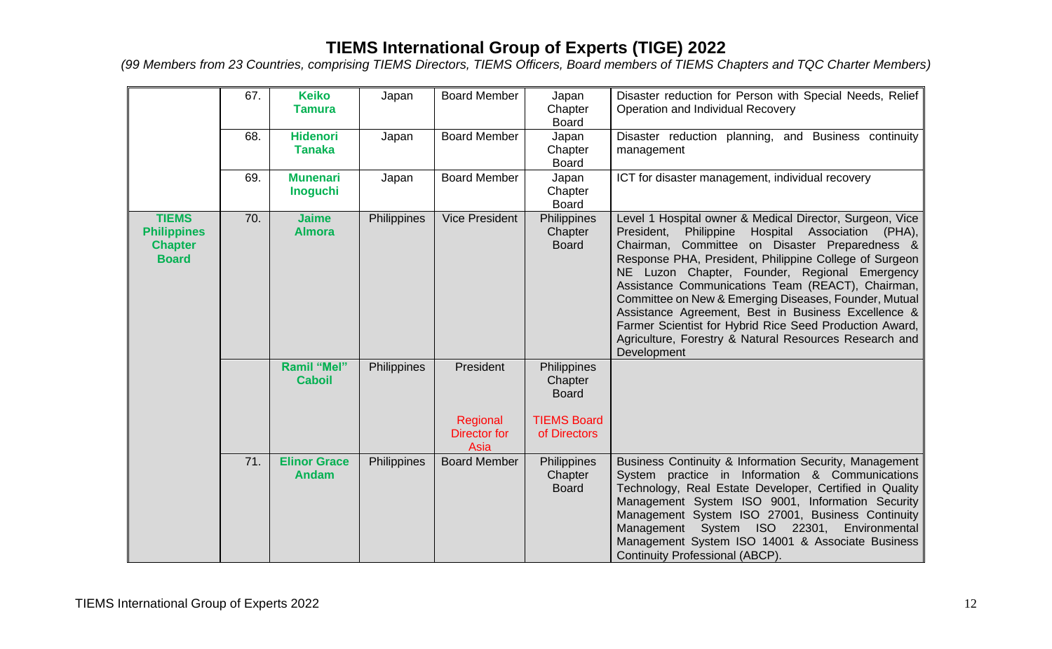# TIEMS International Group of Experts (TIGE) 2022

*(99 Members from 23 Countries, comprising TIEMS Directors, TIEMS Officers, Board members of TIEMS Chapters and TQC Charter Members)*

| | | | | | | |
|---|---|---|---|---|---|---|
| | 67. | **Keiko Tamura** | Japan | Board Member | Japan Chapter Board | Disaster reduction for Person with Special Needs, Relief Operation and Individual Recovery |
| | 68. | **Hidenori Tanaka** | Japan | Board Member | Japan Chapter Board | Disaster reduction planning, and Business continuity management |
| | 69. | **Munenari Inoguchi** | Japan | Board Member | Japan Chapter Board | ICT for disaster management, individual recovery |
| **TIEMS Philippines Chapter Board** | 70. | **Jaime Almora** | Philippines | Vice President | Philippines Chapter Board | Level 1 Hospital owner & Medical Director, Surgeon, Vice President, Philippine Hospital Association (PHA), Chairman, Committee on Disaster Preparedness & Response PHA, President, Philippine College of Surgeon NE Luzon Chapter, Founder, Regional Emergency Assistance Communications Team (REACT), Chairman, Committee on New & Emerging Diseases, Founder, Mutual Assistance Agreement, Best in Business Excellence & Farmer Scientist for Hybrid Rice Seed Production Award, Agriculture, Forestry & Natural Resources Research and Development |
| | | **Ramil "Mel" Caboil** | Philippines | President<br><br>Regional Director for Asia | Philippines Chapter Board<br><br>TIEMS Board of Directors | |
| | 71. | **Elinor Grace Andam** | Philippines | Board Member | Philippines Chapter Board | Business Continuity & Information Security, Management System practice in Information & Communications Technology, Real Estate Developer, Certified in Quality Management System ISO 9001, Information Security Management System ISO 27001, Business Continuity Management System ISO 22301, Environmental Management System ISO 14001 & Associate Business Continuity Professional (ABCP). |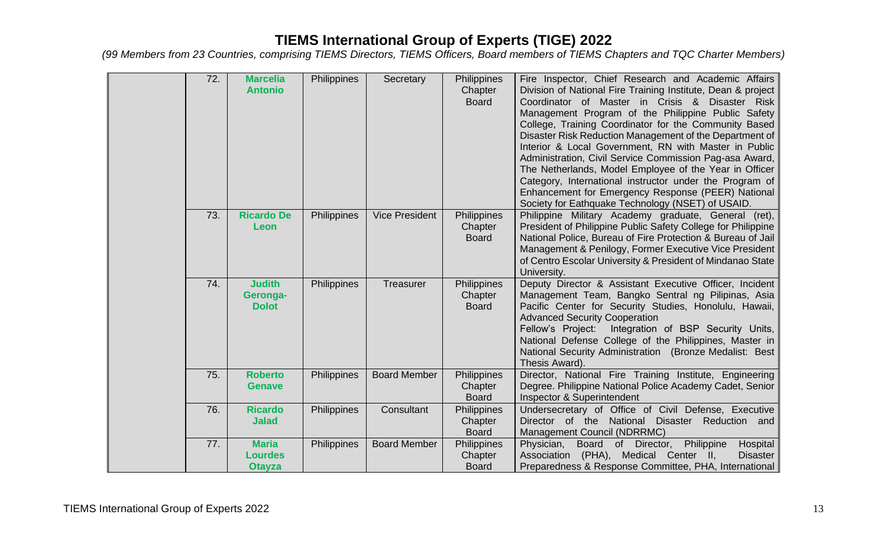# TIEMS International Group of Experts (TIGE) 2022

*(99 Members from 23 Countries, comprising TIEMS Directors, TIEMS Officers, Board members of TIEMS Chapters and TQC Charter Members)*

| | No. | Name | Country | Position | Organization | Background |
|---|---|---|---|---|---|---|
| | 72. | **Marcelia Antonio** | Philippines | Secretary | Philippines Chapter Board | Fire Inspector, Chief Research and Academic Affairs Division of National Fire Training Institute, Dean & project Coordinator of Master in Crisis & Disaster Risk Management Program of the Philippine Public Safety College, Training Coordinator for the Community Based Disaster Risk Reduction Management of the Department of Interior & Local Government, RN with Master in Public Administration, Civil Service Commission Pag-asa Award, The Netherlands, Model Employee of the Year in Officer Category, International instructor under the Program of Enhancement for Emergency Response (PEER) National Society for Eathquake Technology (NSET) of USAID. |
| | 73. | **Ricardo De Leon** | Philippines | Vice President | Philippines Chapter Board | Philippine Military Academy graduate, General (ret), President of Philippine Public Safety College for Philippine National Police, Bureau of Fire Protection & Bureau of Jail Management & Penilogy, Former Executive Vice President of Centro Escolar University & President of Mindanao State University. |
| | 74. | **Judith Geronga-Dolot** | Philippines | Treasurer | Philippines Chapter Board | Deputy Director & Assistant Executive Officer, Incident Management Team, Bangko Sentral ng Pilipinas, Asia Pacific Center for Security Studies, Honolulu, Hawaii, Advanced Security Cooperation<br>Fellow's Project: Integration of BSP Security Units, National Defense College of the Philippines, Master in National Security Administration (Bronze Medalist: Best Thesis Award). |
| | 75. | **Roberto Genave** | Philippines | Board Member | Philippines Chapter Board | Director, National Fire Training Institute, Engineering Degree. Philippine National Police Academy Cadet, Senior Inspector & Superintendent |
| | 76. | **Ricardo Jalad** | Philippines | Consultant | Philippines Chapter Board | Undersecretary of Office of Civil Defense, Executive Director of the National Disaster Reduction and Management Council (NDRRMC) |
| | 77. | **Maria Lourdes Otayza** | Philippines | Board Member | Philippines Chapter Board | Physician, Board of Director, Philippine Hospital Association (PHA), Medical Center II, Disaster Preparedness & Response Committee, PHA, International |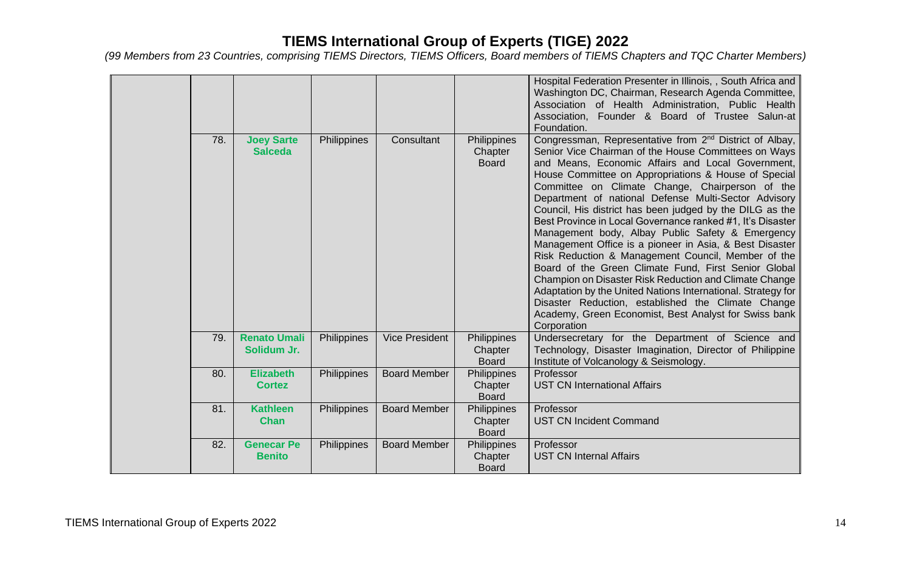# TIEMS International Group of Experts (TIGE) 2022

*(99 Members from 23 Countries, comprising TIEMS Directors, TIEMS Officers, Board members of TIEMS Chapters and TQC Charter Members)*

| | | | | | | |
|---|---|---|---|---|---|---|
| | | | | | | Hospital Federation Presenter in Illinois, , South Africa and Washington DC, Chairman, Research Agenda Committee, Association of Health Administration, Public Health Association, Founder & Board of Trustee Salun-at Foundation. |
| | 78. | **Joey Sarte Salceda** | Philippines | Consultant | Philippines Chapter Board | Congressman, Representative from 2nd District of Albay, Senior Vice Chairman of the House Committees on Ways and Means, Economic Affairs and Local Government, House Committee on Appropriations & House of Special Committee on Climate Change, Chairperson of the Department of national Defense Multi-Sector Advisory Council, His district has been judged by the DILG as the Best Province in Local Governance ranked #1, It's Disaster Management body, Albay Public Safety & Emergency Management Office is a pioneer in Asia, & Best Disaster Risk Reduction & Management Council, Member of the Board of the Green Climate Fund, First Senior Global Champion on Disaster Risk Reduction and Climate Change Adaptation by the United Nations International. Strategy for Disaster Reduction, established the Climate Change Academy, Green Economist, Best Analyst for Swiss bank Corporation |
| | 79. | **Renato Umali Solidum Jr.** | Philippines | Vice President | Philippines Chapter Board | Undersecretary for the Department of Science and Technology, Disaster Imagination, Director of Philippine Institute of Volcanology & Seismology. |
| | 80. | **Elizabeth Cortez** | Philippines | Board Member | Philippines Chapter Board | Professor<br>UST CN International Affairs |
| | 81. | **Kathleen Chan** | Philippines | Board Member | Philippines Chapter Board | Professor<br>UST CN Incident Command |
| | 82. | **Genecar Pe Benito** | Philippines | Board Member | Philippines Chapter Board | Professor<br>UST CN Internal Affairs |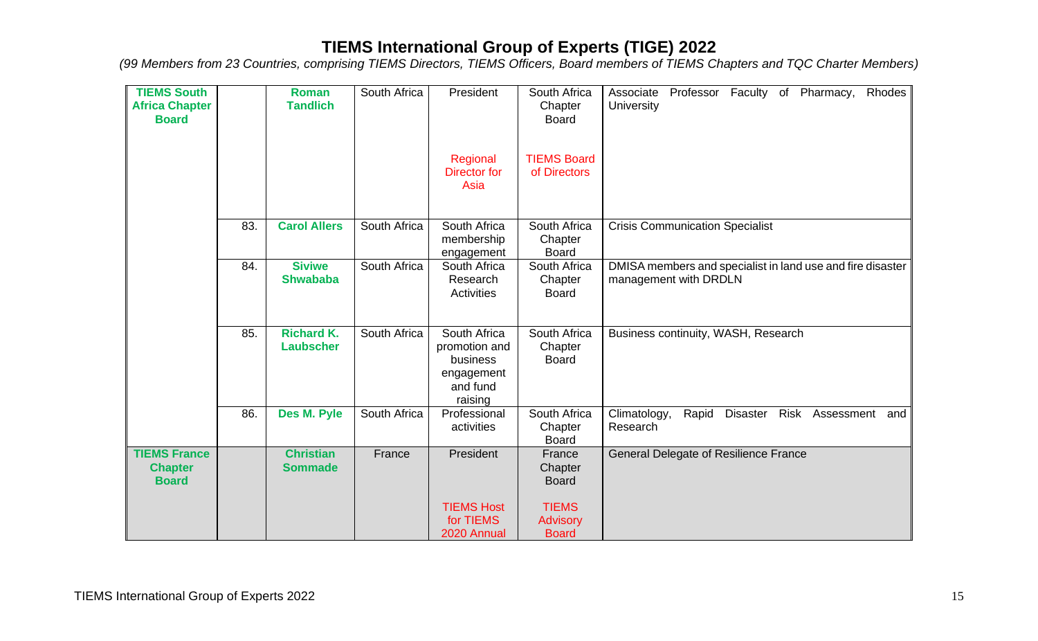# TIEMS International Group of Experts (TIGE) 2022

*(99 Members from 23 Countries, comprising TIEMS Directors, TIEMS Officers, Board members of TIEMS Chapters and TQC Charter Members)*

| | | | | | | |
|---|---|---|---|---|---|---|
| **TIEMS South Africa Chapter Board** | | **Roman Tandlich** | South Africa | President<br><br>Regional Director for Asia | South Africa Chapter Board<br><br>TIEMS Board of Directors | Associate Professor Faculty of Pharmacy, Rhodes University |
| | 83. | **Carol Allers** | South Africa | South Africa membership engagement | South Africa Chapter Board | Crisis Communication Specialist |
| | 84. | **Siviwe Shwababa** | South Africa | South Africa Research Activities | South Africa Chapter Board | DMISA members and specialist in land use and fire disaster management with DRDLN |
| | 85. | **Richard K. Laubscher** | South Africa | South Africa promotion and business engagement and fund raising | South Africa Chapter Board | Business continuity, WASH, Research |
| | 86. | **Des M. Pyle** | South Africa | Professional activities | South Africa Chapter Board | Climatology, Rapid Disaster Risk Assessment and Research |
| **TIEMS France Chapter Board** | | **Christian Sommade** | France | President<br><br>TIEMS Host for TIEMS 2020 Annual | France Chapter Board<br><br>TIEMS Advisory Board | General Delegate of Resilience France |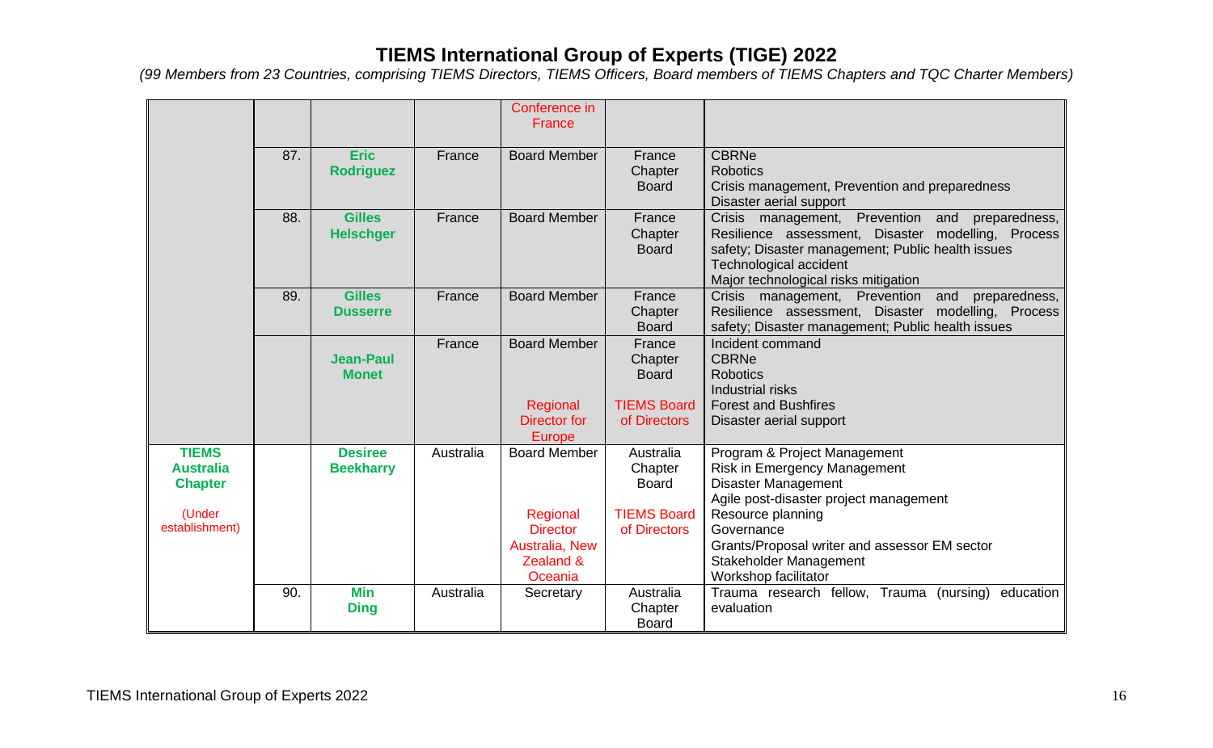# TIEMS International Group of Experts (TIGE) 2022

*(99 Members from 23 Countries, comprising TIEMS Directors, TIEMS Officers, Board members of TIEMS Chapters and TQC Charter Members)*

| | | | | | | |
|---|---|---|---|---|---|---|
| | | | | Conference in France | | |
| | 87. | **Eric Rodriguez** | France | Board Member | France Chapter Board | CBRNe<br>Robotics<br>Crisis management, Prevention and preparedness<br>Disaster aerial support |
| | 88. | **Gilles Helschger** | France | Board Member | France Chapter Board | Crisis management, Prevention and preparedness, Resilience assessment, Disaster modelling, Process safety; Disaster management; Public health issues<br>Technological accident<br>Major technological risks mitigation |
| | 89. | **Gilles Dusserre** | France | Board Member | France Chapter Board | Crisis management, Prevention and preparedness, Resilience assessment, Disaster modelling, Process safety; Disaster management; Public health issues |
| | | **Jean-Paul Monet** | France | Board Member<br><br>Regional Director for Europe | France Chapter Board<br><br>TIEMS Board of Directors | Incident command<br>CBRNe<br>Robotics<br>Industrial risks<br>Forest and Bushfires<br>Disaster aerial support |
| **TIEMS Australia Chapter**<br><br>(Under establishment) | | **Desiree Beekharry** | Australia | Board Member<br><br>Regional Director Australia, New Zealand & Oceania | Australia Chapter Board<br><br>TIEMS Board of Directors | Program & Project Management<br>Risk in Emergency Management<br>Disaster Management<br>Agile post-disaster project management<br>Resource planning<br>Governance<br>Grants/Proposal writer and assessor EM sector<br>Stakeholder Management<br>Workshop facilitator |
| | 90. | **Min Ding** | Australia | Secretary | Australia Chapter Board | Trauma research fellow, Trauma (nursing) education evaluation |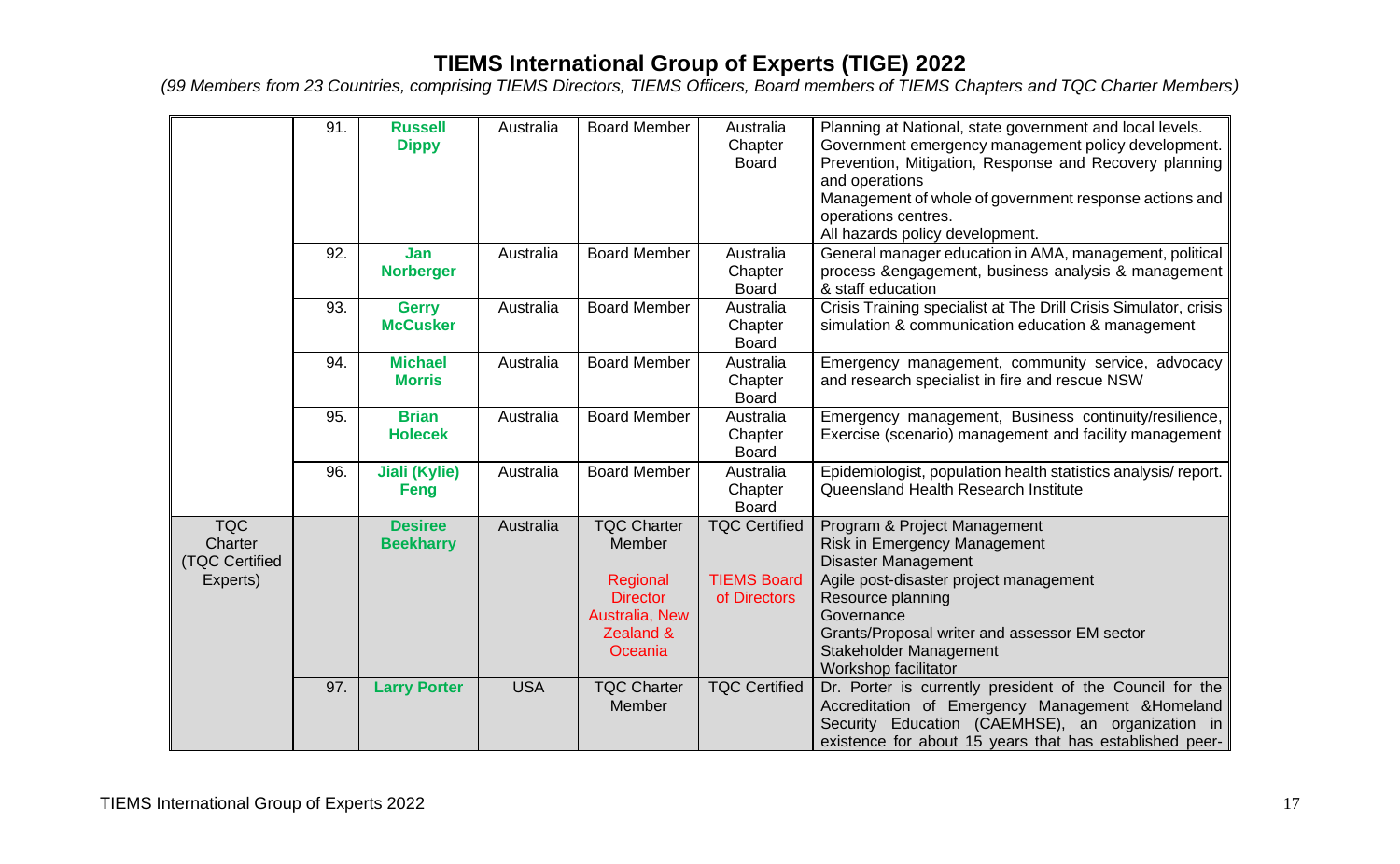# TIEMS International Group of Experts (TIGE) 2022

*(99 Members from 23 Countries, comprising TIEMS Directors, TIEMS Officers, Board members of TIEMS Chapters and TQC Charter Members)*

| | | | | | | |
|---|---|---|---|---|---|---|
| | 91. | **Russell Dippy** | Australia | Board Member | Australia Chapter Board | Planning at National, state government and local levels. Government emergency management policy development. Prevention, Mitigation, Response and Recovery planning and operations<br>Management of whole of government response actions and operations centres.<br>All hazards policy development. |
| | 92. | **Jan Norberger** | Australia | Board Member | Australia Chapter Board | General manager education in AMA, management, political process &engagement, business analysis & management & staff education |
| | 93. | **Gerry McCusker** | Australia | Board Member | Australia Chapter Board | Crisis Training specialist at The Drill Crisis Simulator, crisis simulation & communication education & management |
| | 94. | **Michael Morris** | Australia | Board Member | Australia Chapter Board | Emergency management, community service, advocacy and research specialist in fire and rescue NSW |
| | 95. | **Brian Holecek** | Australia | Board Member | Australia Chapter Board | Emergency management, Business continuity/resilience, Exercise (scenario) management and facility management |
| | 96. | **Jiali (Kylie) Feng** | Australia | Board Member | Australia Chapter Board | Epidemiologist, population health statistics analysis/ report. Queensland Health Research Institute |
| TQC Charter (TQC Certified Experts) | | **Desiree Beekharry** | Australia | TQC Charter Member<br><br>Regional Director Australia, New Zealand & Oceania | TQC Certified<br><br>TIEMS Board of Directors | Program & Project Management<br>Risk in Emergency Management<br>Disaster Management<br>Agile post-disaster project management<br>Resource planning<br>Governance<br>Grants/Proposal writer and assessor EM sector<br>Stakeholder Management<br>Workshop facilitator |
| | 97. | **Larry Porter** | USA | TQC Charter Member | TQC Certified | Dr. Porter is currently president of the Council for the Accreditation of Emergency Management &Homeland Security Education (CAEMHSE), an organization in existence for about 15 years that has established peer- |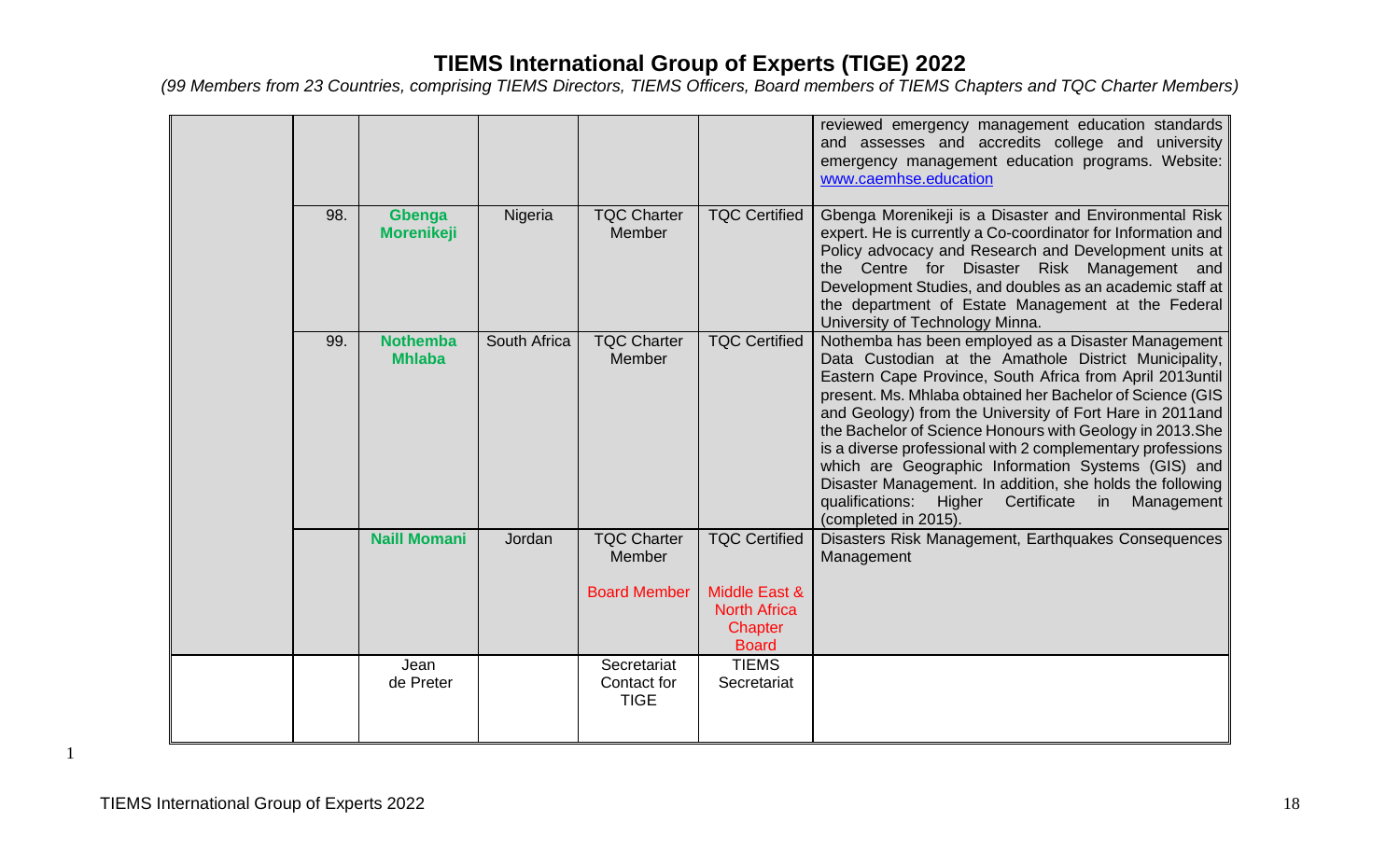# TIEMS International Group of Experts (TIGE) 2022

*(99 Members from 23 Countries, comprising TIEMS Directors, TIEMS Officers, Board members of TIEMS Chapters and TQC Charter Members)*

| | | | | | | |
|---|---|---|---|---|---|---|
| | | | | | | reviewed emergency management education standards and assesses and accredits college and university emergency management education programs. Website: [www.caemhse.education](www.caemhse.education) |
| | 98. | **Gbenga Morenikeji** | Nigeria | TQC Charter Member | TQC Certified | Gbenga Morenikeji is a Disaster and Environmental Risk expert. He is currently a Co-coordinator for Information and Policy advocacy and Research and Development units at the Centre for Disaster Risk Management and Development Studies, and doubles as an academic staff at the department of Estate Management at the Federal University of Technology Minna. |
| | 99. | **Nothemba Mhlaba** | South Africa | TQC Charter Member | TQC Certified | Nothemba has been employed as a Disaster Management Data Custodian at the Amathole District Municipality, Eastern Cape Province, South Africa from April 2013until present. Ms. Mhlaba obtained her Bachelor of Science (GIS and Geology) from the University of Fort Hare in 2011and the Bachelor of Science Honours with Geology in 2013.She is a diverse professional with 2 complementary professions which are Geographic Information Systems (GIS) and Disaster Management. In addition, she holds the following qualifications: Higher Certificate in Management (completed in 2015). |
| | | **Naill Momani** | Jordan | TQC Charter Member<br><br>Board Member | TQC Certified<br><br>Middle East & North Africa Chapter Board | Disasters Risk Management, Earthquakes Consequences Management |
| | | Jean de Preter | | Secretariat Contact for TIGE | TIEMS Secretariat | |

1